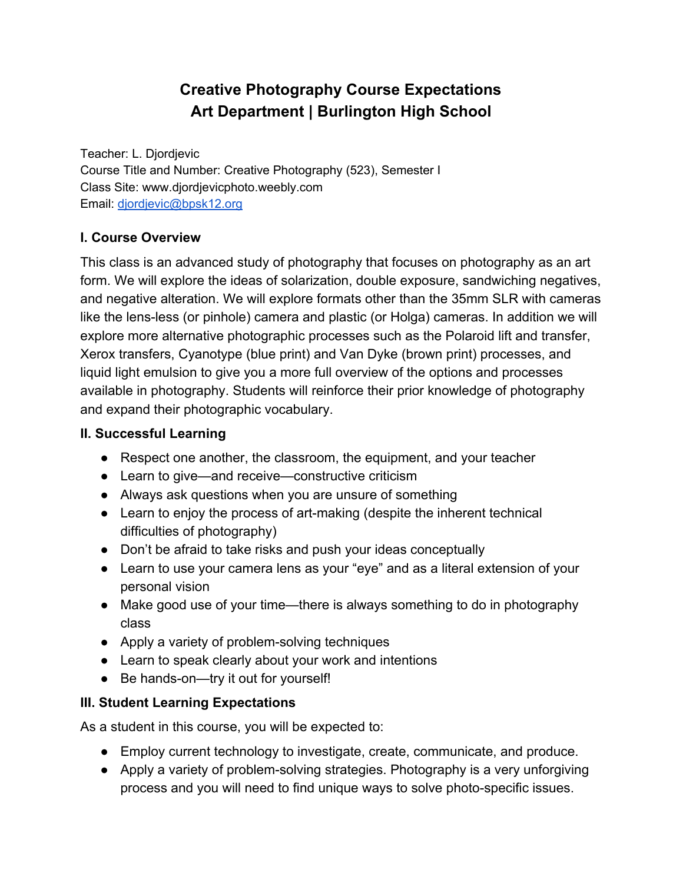# Creative Photography Course Expectations
# Art Department | Burlington High School

Teacher: L. Djordjevic
Course Title and Number: Creative Photography (523), Semester I
Class Site: www.djordjevicphoto.weebly.com
Email: djordjevic@bpsk12.org

## I. Course Overview

This class is an advanced study of photography that focuses on photography as an art form. We will explore the ideas of solarization, double exposure, sandwiching negatives, and negative alteration. We will explore formats other than the 35mm SLR with cameras like the lens-less (or pinhole) camera and plastic (or Holga) cameras. In addition we will explore more alternative photographic processes such as the Polaroid lift and transfer, Xerox transfers, Cyanotype (blue print) and Van Dyke (brown print) processes, and liquid light emulsion to give you a more full overview of the options and processes available in photography. Students will reinforce their prior knowledge of photography and expand their photographic vocabulary.

## II. Successful Learning

- Respect one another, the classroom, the equipment, and your teacher
- Learn to give—and receive—constructive criticism
- Always ask questions when you are unsure of something
- Learn to enjoy the process of art-making (despite the inherent technical difficulties of photography)
- Don't be afraid to take risks and push your ideas conceptually
- Learn to use your camera lens as your "eye" and as a literal extension of your personal vision
- Make good use of your time—there is always something to do in photography class
- Apply a variety of problem-solving techniques
- Learn to speak clearly about your work and intentions
- Be hands-on—try it out for yourself!

## III. Student Learning Expectations

As a student in this course, you will be expected to:

- Employ current technology to investigate, create, communicate, and produce.
- Apply a variety of problem-solving strategies. Photography is a very unforgiving process and you will need to find unique ways to solve photo-specific issues.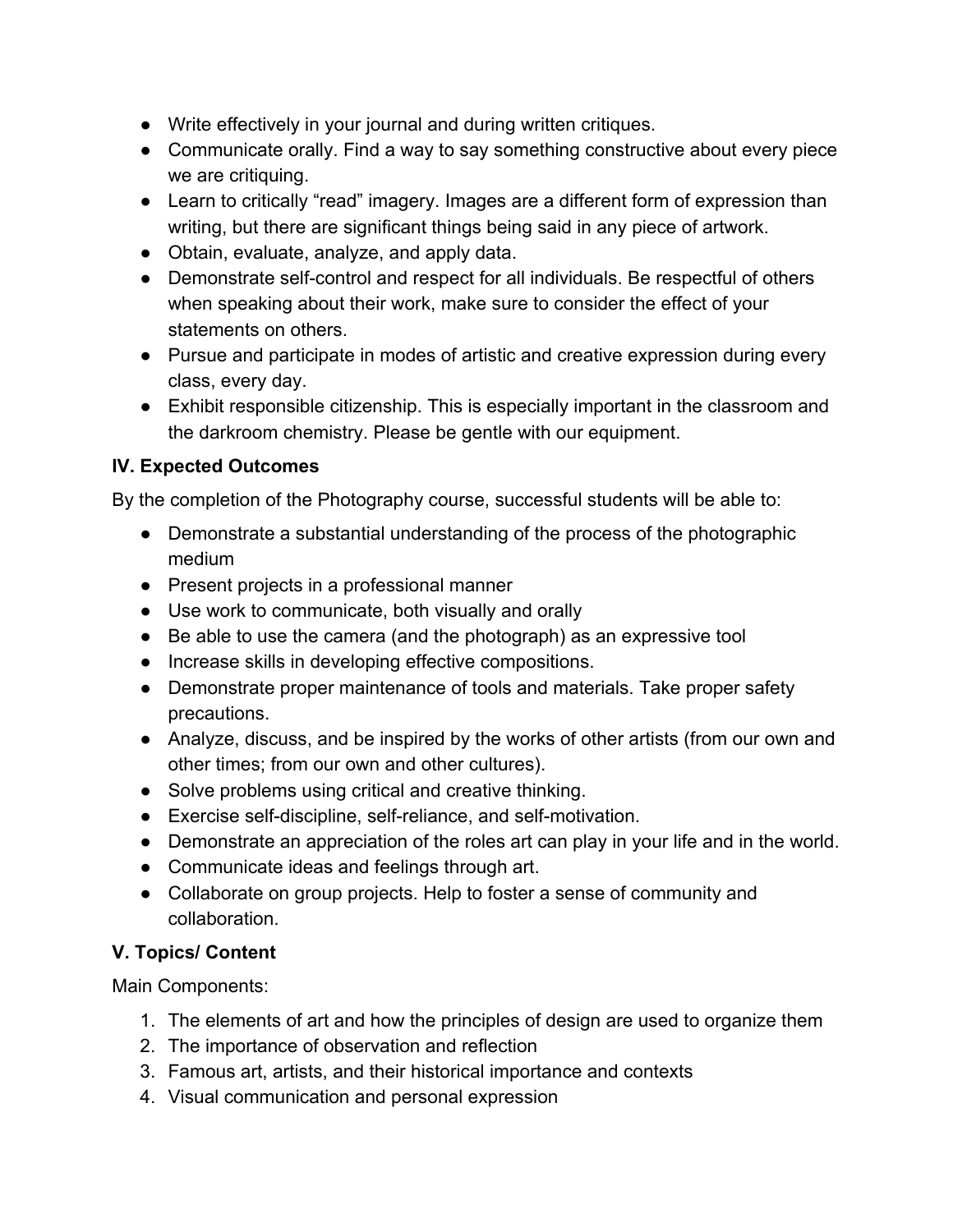- Write effectively in your journal and during written critiques.
- Communicate orally. Find a way to say something constructive about every piece we are critiquing.
- Learn to critically "read" imagery. Images are a different form of expression than writing, but there are significant things being said in any piece of artwork.
- Obtain, evaluate, analyze, and apply data.
- Demonstrate self-control and respect for all individuals. Be respectful of others when speaking about their work, make sure to consider the effect of your statements on others.
- Pursue and participate in modes of artistic and creative expression during every class, every day.
- Exhibit responsible citizenship. This is especially important in the classroom and the darkroom chemistry. Please be gentle with our equipment.

### IV. Expected Outcomes

By the completion of the Photography course, successful students will be able to:

- Demonstrate a substantial understanding of the process of the photographic medium
- Present projects in a professional manner
- Use work to communicate, both visually and orally
- Be able to use the camera (and the photograph) as an expressive tool
- Increase skills in developing effective compositions.
- Demonstrate proper maintenance of tools and materials. Take proper safety precautions.
- Analyze, discuss, and be inspired by the works of other artists (from our own and other times; from our own and other cultures).
- Solve problems using critical and creative thinking.
- Exercise self-discipline, self-reliance, and self-motivation.
- Demonstrate an appreciation of the roles art can play in your life and in the world.
- Communicate ideas and feelings through art.
- Collaborate on group projects. Help to foster a sense of community and collaboration.

### V. Topics/ Content

Main Components:

1. The elements of art and how the principles of design are used to organize them
2. The importance of observation and reflection
3. Famous art, artists, and their historical importance and contexts
4. Visual communication and personal expression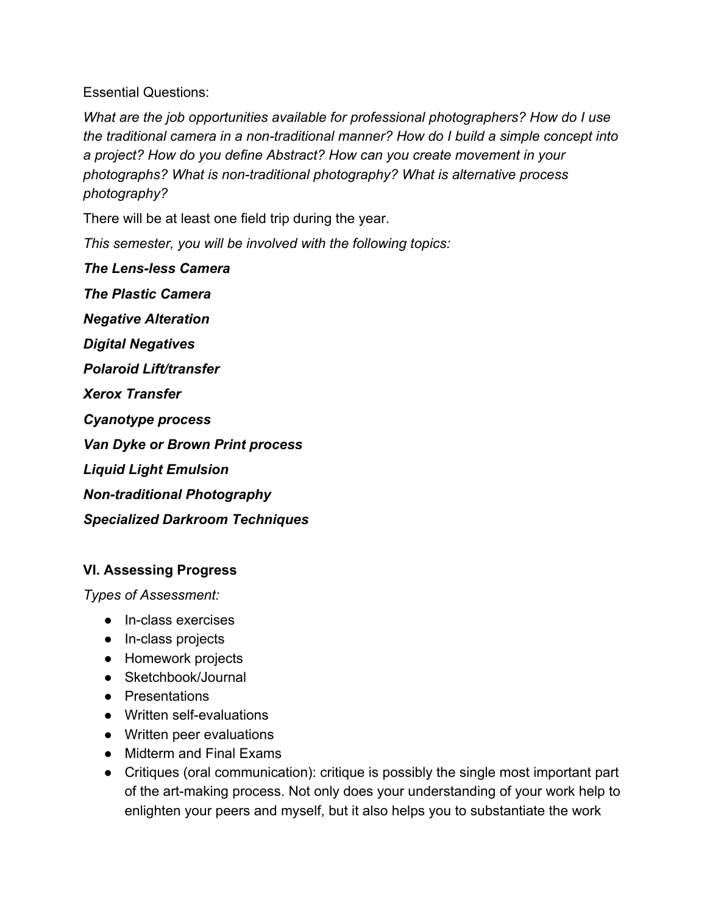Essential Questions:

*What are the job opportunities available for professional photographers? How do I use the traditional camera in a non-traditional manner? How do I build a simple concept into a project? How do you define Abstract? How can you create movement in your photographs? What is non-traditional photography? What is alternative process photography?*

There will be at least one field trip during the year.

*This semester, you will be involved with the following topics:*

***The Lens-less Camera***

***The Plastic Camera***

***Negative Alteration***

***Digital Negatives***

***Polaroid Lift/transfer***

***Xerox Transfer***

***Cyanotype process***

***Van Dyke or Brown Print process***

***Liquid Light Emulsion***

***Non-traditional Photography***

***Specialized Darkroom Techniques***

## VI. Assessing Progress

*Types of Assessment:*

- In-class exercises
- In-class projects
- Homework projects
- Sketchbook/Journal
- Presentations
- Written self-evaluations
- Written peer evaluations
- Midterm and Final Exams
- Critiques (oral communication): critique is possibly the single most important part of the art-making process. Not only does your understanding of your work help to enlighten your peers and myself, but it also helps you to substantiate the work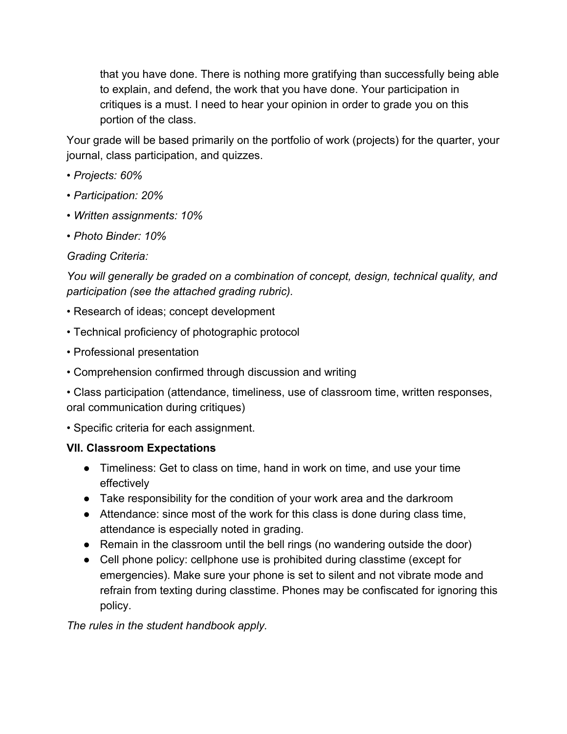that you have done. There is nothing more gratifying than successfully being able to explain, and defend, the work that you have done. Your participation in critiques is a must. I need to hear your opinion in order to grade you on this portion of the class.

Your grade will be based primarily on the portfolio of work (projects) for the quarter, your journal, class participation, and quizzes.

• *Projects: 60%*

• *Participation: 20%*

• *Written assignments: 10%*

• *Photo Binder: 10%*

*Grading Criteria:*

*You will generally be graded on a combination of concept, design, technical quality, and participation (see the attached grading rubric).*

• Research of ideas; concept development

• Technical proficiency of photographic protocol

• Professional presentation

• Comprehension confirmed through discussion and writing

• Class participation (attendance, timeliness, use of classroom time, written responses, oral communication during critiques)

• Specific criteria for each assignment.

**VII. Classroom Expectations**

- Timeliness: Get to class on time, hand in work on time, and use your time effectively
- Take responsibility for the condition of your work area and the darkroom
- Attendance: since most of the work for this class is done during class time, attendance is especially noted in grading.
- Remain in the classroom until the bell rings (no wandering outside the door)
- Cell phone policy: cellphone use is prohibited during classtime (except for emergencies). Make sure your phone is set to silent and not vibrate mode and refrain from texting during classtime. Phones may be confiscated for ignoring this policy.

*The rules in the student handbook apply.*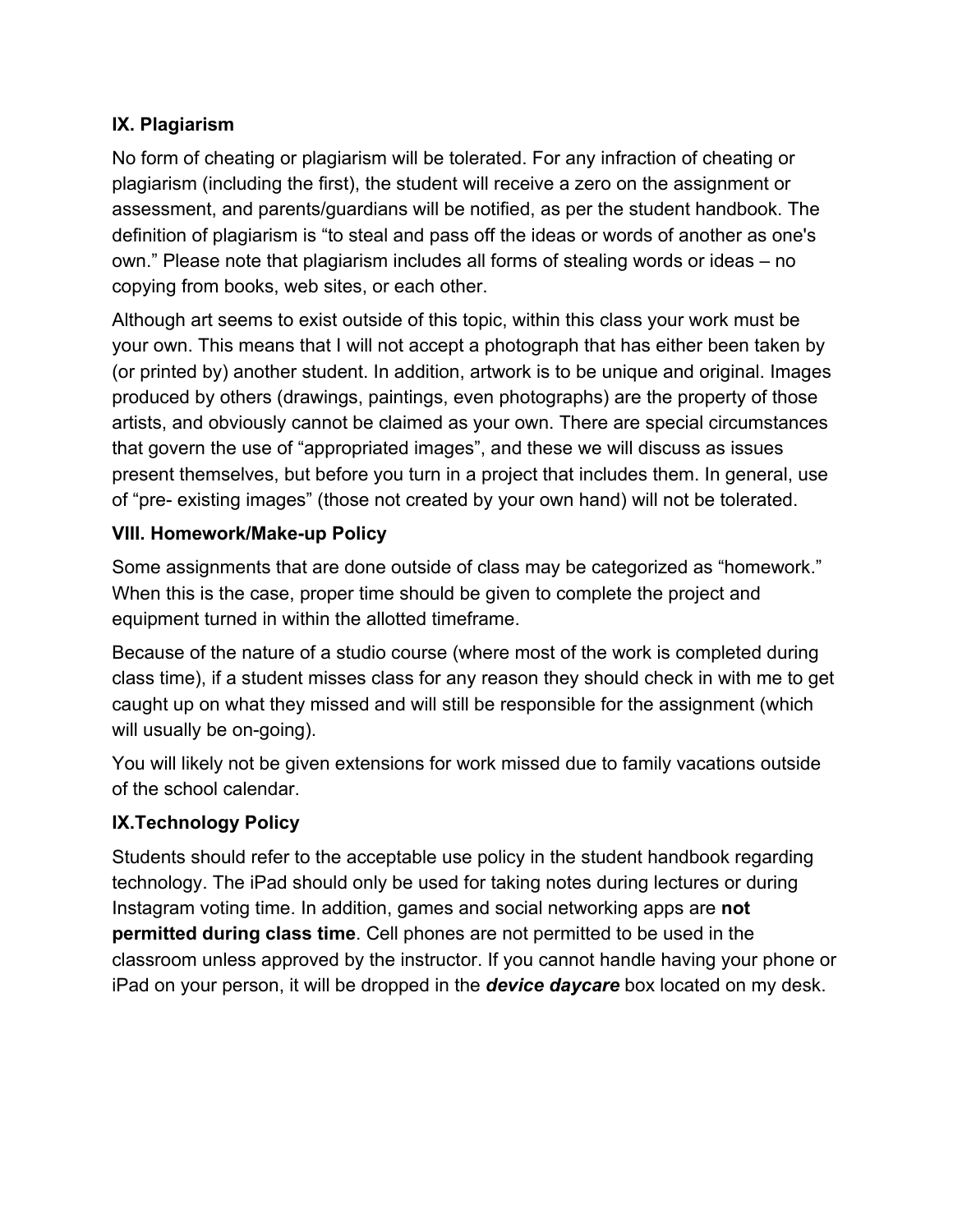### IX. Plagiarism

No form of cheating or plagiarism will be tolerated. For any infraction of cheating or plagiarism (including the first), the student will receive a zero on the assignment or assessment, and parents/guardians will be notified, as per the student handbook. The definition of plagiarism is "to steal and pass off the ideas or words of another as one's own." Please note that plagiarism includes all forms of stealing words or ideas – no copying from books, web sites, or each other.

Although art seems to exist outside of this topic, within this class your work must be your own. This means that I will not accept a photograph that has either been taken by (or printed by) another student. In addition, artwork is to be unique and original. Images produced by others (drawings, paintings, even photographs) are the property of those artists, and obviously cannot be claimed as your own. There are special circumstances that govern the use of "appropriated images", and these we will discuss as issues present themselves, but before you turn in a project that includes them. In general, use of "pre- existing images" (those not created by your own hand) will not be tolerated.

### VIII. Homework/Make-up Policy

Some assignments that are done outside of class may be categorized as "homework." When this is the case, proper time should be given to complete the project and equipment turned in within the allotted timeframe.

Because of the nature of a studio course (where most of the work is completed during class time), if a student misses class for any reason they should check in with me to get caught up on what they missed and will still be responsible for the assignment (which will usually be on-going).

You will likely not be given extensions for work missed due to family vacations outside of the school calendar.

### IX.Technology Policy

Students should refer to the acceptable use policy in the student handbook regarding technology. The iPad should only be used for taking notes during lectures or during Instagram voting time. In addition, games and social networking apps are **not permitted during class time**. Cell phones are not permitted to be used in the classroom unless approved by the instructor. If you cannot handle having your phone or iPad on your person, it will be dropped in the ***device daycare*** box located on my desk.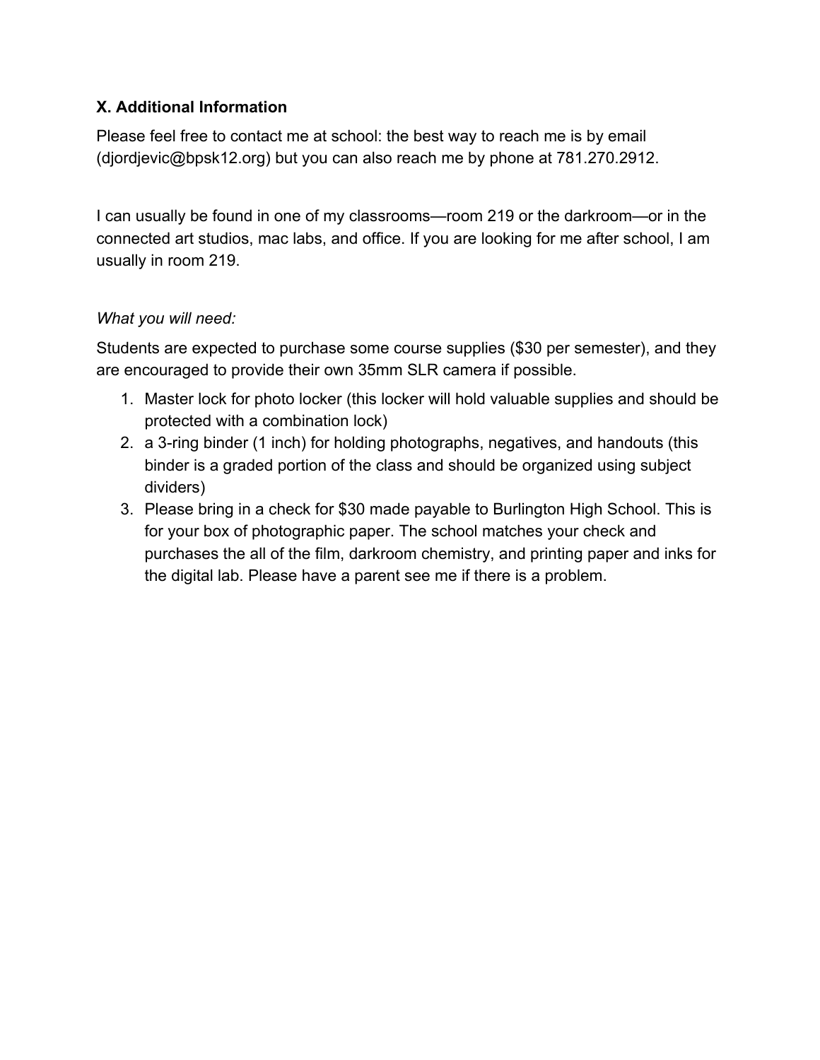### X. Additional Information

Please feel free to contact me at school: the best way to reach me is by email (djordjevic@bpsk12.org) but you can also reach me by phone at 781.270.2912.

I can usually be found in one of my classrooms—room 219 or the darkroom—or in the connected art studios, mac labs, and office. If you are looking for me after school, I am usually in room 219.

*What you will need:*

Students are expected to purchase some course supplies ($30 per semester), and they are encouraged to provide their own 35mm SLR camera if possible.

1. Master lock for photo locker (this locker will hold valuable supplies and should be protected with a combination lock)
2. a 3-ring binder (1 inch) for holding photographs, negatives, and handouts (this binder is a graded portion of the class and should be organized using subject dividers)
3. Please bring in a check for $30 made payable to Burlington High School. This is for your box of photographic paper. The school matches your check and purchases the all of the film, darkroom chemistry, and printing paper and inks for the digital lab. Please have a parent see me if there is a problem.